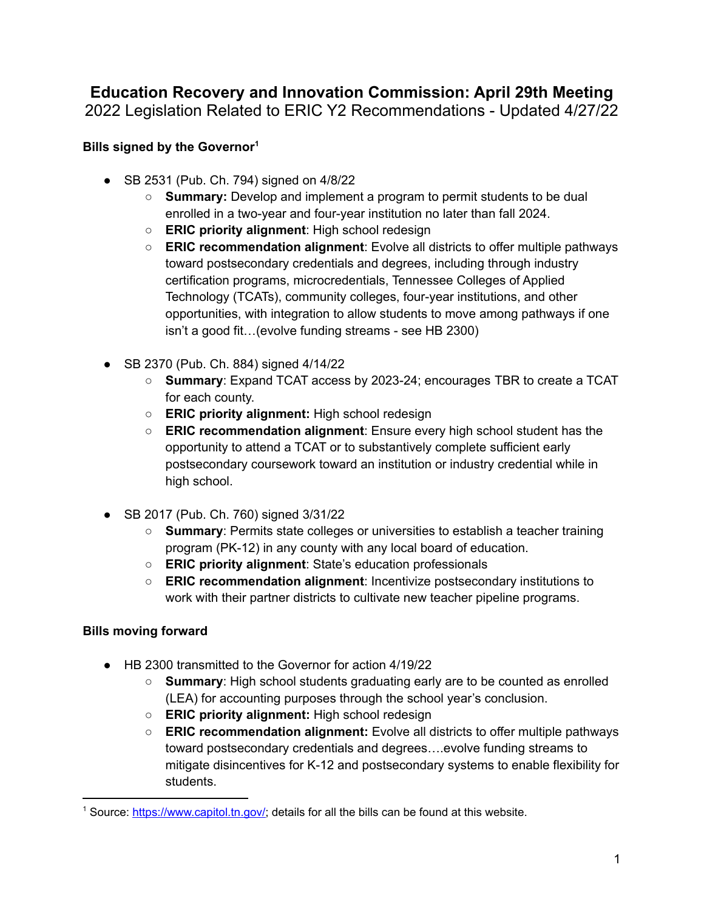# Education Recovery and Innovation Commission: April 29th Meeting

2022 Legislation Related to ERIC Y2 Recommendations - Updated 4/27/22

**Bills signed by the Governor**[1]

- SB 2531 (Pub. Ch. 794) signed on 4/8/22
  - **Summary:** Develop and implement a program to permit students to be dual enrolled in a two-year and four-year institution no later than fall 2024.
  - **ERIC priority alignment**: High school redesign
  - **ERIC recommendation alignment**: Evolve all districts to offer multiple pathways toward postsecondary credentials and degrees, including through industry certification programs, microcredentials, Tennessee Colleges of Applied Technology (TCATs), community colleges, four-year institutions, and other opportunities, with integration to allow students to move among pathways if one isn't a good fit…(evolve funding streams - see HB 2300)

- SB 2370 (Pub. Ch. 884) signed 4/14/22
  - **Summary**: Expand TCAT access by 2023-24; encourages TBR to create a TCAT for each county.
  - **ERIC priority alignment:** High school redesign
  - **ERIC recommendation alignment**: Ensure every high school student has the opportunity to attend a TCAT or to substantively complete sufficient early postsecondary coursework toward an institution or industry credential while in high school.

- SB 2017 (Pub. Ch. 760) signed 3/31/22
  - **Summary**: Permits state colleges or universities to establish a teacher training program (PK-12) in any county with any local board of education.
  - **ERIC priority alignment**: State's education professionals
  - **ERIC recommendation alignment**: Incentivize postsecondary institutions to work with their partner districts to cultivate new teacher pipeline programs.

**Bills moving forward**

- HB 2300 transmitted to the Governor for action 4/19/22
  - **Summary**: High school students graduating early are to be counted as enrolled (LEA) for accounting purposes through the school year's conclusion.
  - **ERIC priority alignment:** High school redesign
  - **ERIC recommendation alignment:** Evolve all districts to offer multiple pathways toward postsecondary credentials and degrees….evolve funding streams to mitigate disincentives for K-12 and postsecondary systems to enable flexibility for students.

---

[1] Source: https://www.capitol.tn.gov/; details for all the bills can be found at this website.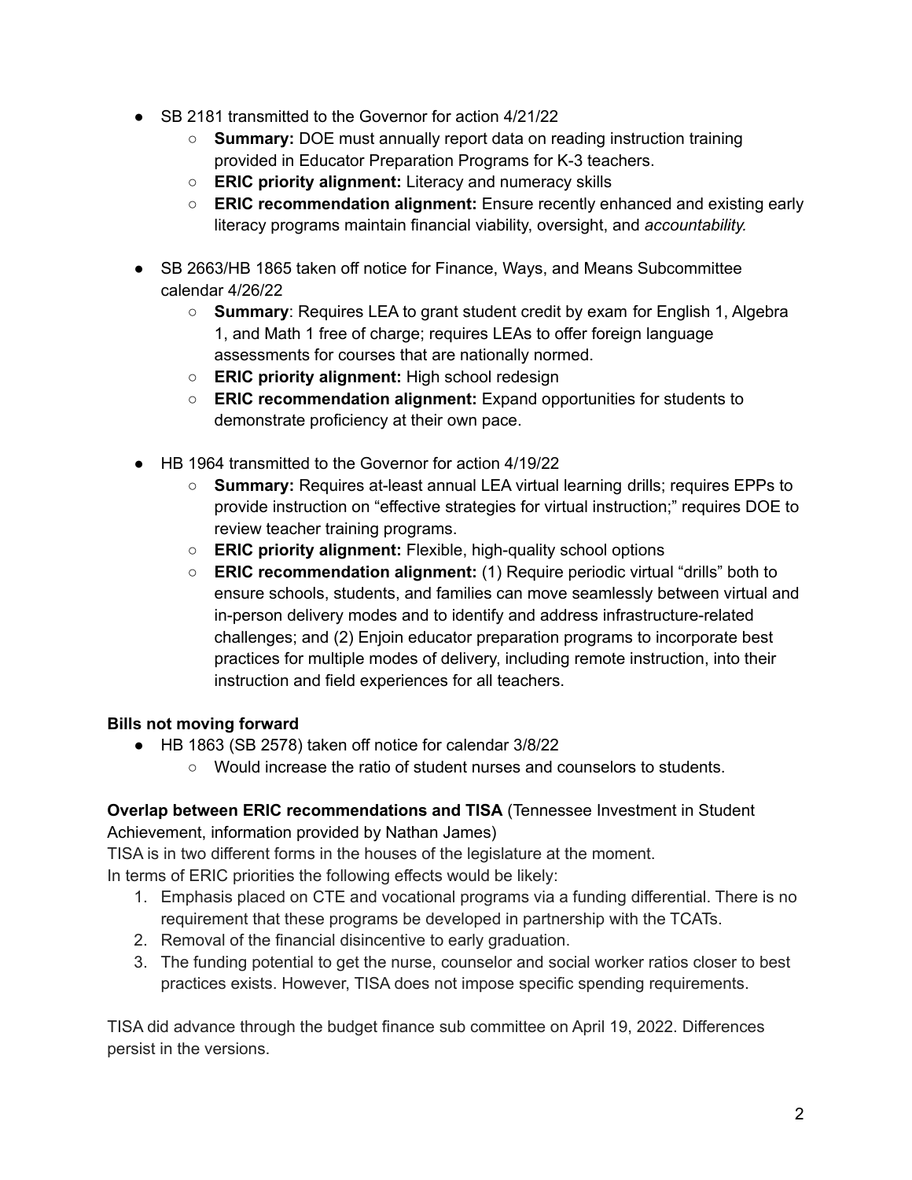- SB 2181 transmitted to the Governor for action 4/21/22
    - **Summary:** DOE must annually report data on reading instruction training provided in Educator Preparation Programs for K-3 teachers.
    - **ERIC priority alignment:** Literacy and numeracy skills
    - **ERIC recommendation alignment:** Ensure recently enhanced and existing early literacy programs maintain financial viability, oversight, and *accountability.*

- SB 2663/HB 1865 taken off notice for Finance, Ways, and Means Subcommittee calendar 4/26/22
    - **Summary**: Requires LEA to grant student credit by exam for English 1, Algebra 1, and Math 1 free of charge; requires LEAs to offer foreign language assessments for courses that are nationally normed.
    - **ERIC priority alignment:** High school redesign
    - **ERIC recommendation alignment:** Expand opportunities for students to demonstrate proficiency at their own pace.

- HB 1964 transmitted to the Governor for action 4/19/22
    - **Summary:** Requires at-least annual LEA virtual learning drills; requires EPPs to provide instruction on "effective strategies for virtual instruction;" requires DOE to review teacher training programs.
    - **ERIC priority alignment:** Flexible, high-quality school options
    - **ERIC recommendation alignment:** (1) Require periodic virtual "drills" both to ensure schools, students, and families can move seamlessly between virtual and in-person delivery modes and to identify and address infrastructure-related challenges; and (2) Enjoin educator preparation programs to incorporate best practices for multiple modes of delivery, including remote instruction, into their instruction and field experiences for all teachers.

**Bills not moving forward**

- HB 1863 (SB 2578) taken off notice for calendar 3/8/22
    - Would increase the ratio of student nurses and counselors to students.

**Overlap between ERIC recommendations and TISA** (Tennessee Investment in Student Achievement, information provided by Nathan James)

TISA is in two different forms in the houses of the legislature at the moment.
In terms of ERIC priorities the following effects would be likely:

1. Emphasis placed on CTE and vocational programs via a funding differential. There is no requirement that these programs be developed in partnership with the TCATs.
2. Removal of the financial disincentive to early graduation.
3. The funding potential to get the nurse, counselor and social worker ratios closer to best practices exists. However, TISA does not impose specific spending requirements.

TISA did advance through the budget finance sub committee on April 19, 2022. Differences persist in the versions.